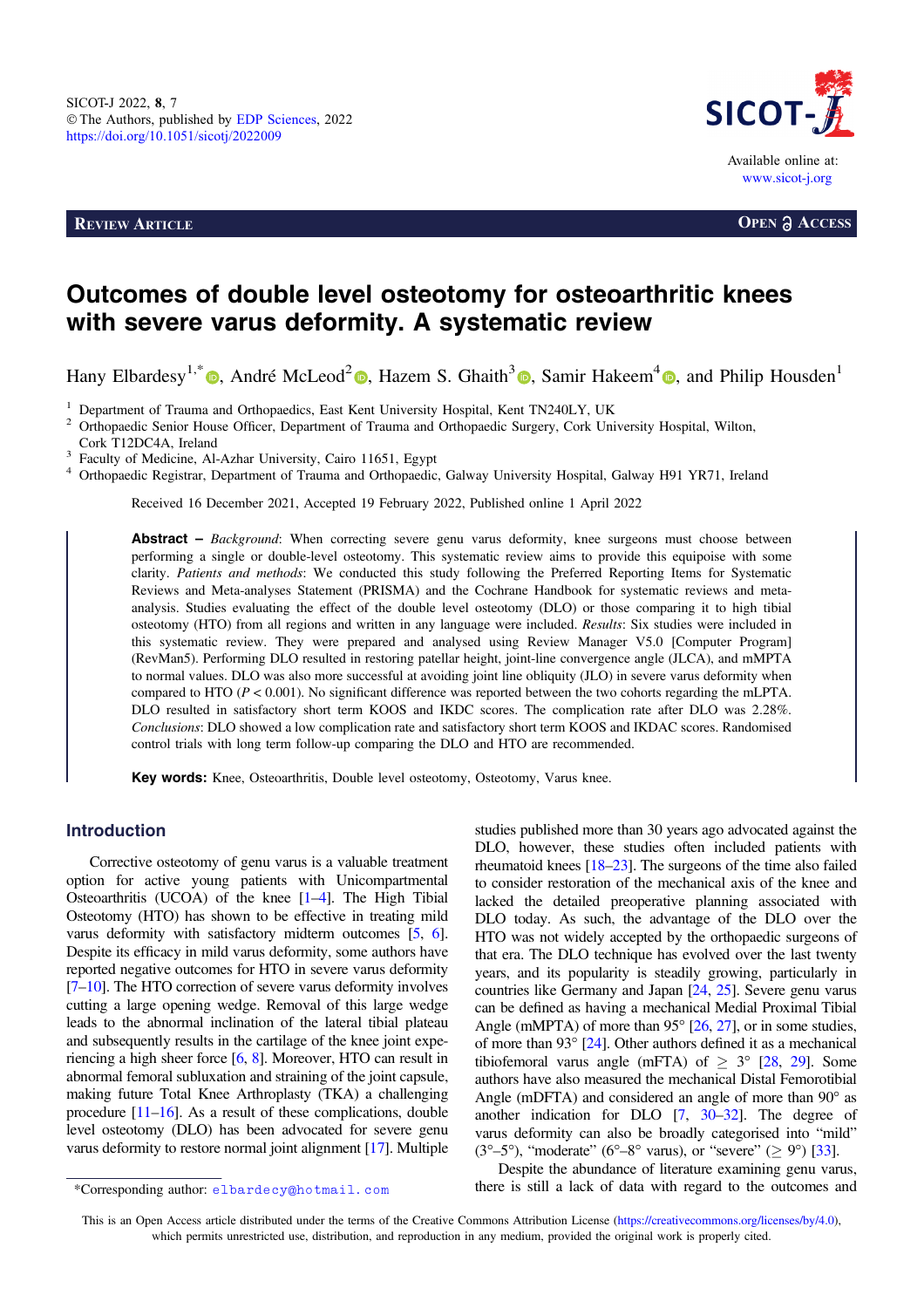REVIEW ARTICLE

OPEN ACCESS

# Outcomes of double level osteotomy for osteoarthritic knees with severe varus deformity. A systematic review

Hany Elbardesy[1,*], André McLeod[2], Hazem S. Ghaith[3], Samir Hakeem[4], and Philip Housden[1]

[1] Department of Trauma and Orthopaedics, East Kent University Hospital, Kent TN240LY, UK
[2] Orthopaedic Senior House Officer, Department of Trauma and Orthopaedic Surgery, Cork University Hospital, Wilton, Cork T12DC4A, Ireland
[3] Faculty of Medicine, Al-Azhar University, Cairo 11651, Egypt
[4] Orthopaedic Registrar, Department of Trauma and Orthopaedic, Galway University Hospital, Galway H91 YR71, Ireland

Received 16 December 2021, Accepted 19 February 2022, Published online 1 April 2022

**Abstract –** *Background*: When correcting severe genu varus deformity, knee surgeons must choose between performing a single or double-level osteotomy. This systematic review aims to provide this equipoise with some clarity. *Patients and methods*: We conducted this study following the Preferred Reporting Items for Systematic Reviews and Meta-analyses Statement (PRISMA) and the Cochrane Handbook for systematic reviews and meta-analysis. Studies evaluating the effect of the double level osteotomy (DLO) or those comparing it to high tibial osteotomy (HTO) from all regions and written in any language were included. *Results*: Six studies were included in this systematic review. They were prepared and analysed using Review Manager V5.0 [Computer Program] (RevMan5). Performing DLO resulted in restoring patellar height, joint-line convergence angle (JLCA), and mMPTA to normal values. DLO was also more successful at avoiding joint line obliquity (JLO) in severe varus deformity when compared to HTO ($P < 0.001$). No significant difference was reported between the two cohorts regarding the mLPTA. DLO resulted in satisfactory short term KOOS and IKDC scores. The complication rate after DLO was 2.28%. *Conclusions*: DLO showed a low complication rate and satisfactory short term KOOS and IKDAC scores. Randomised control trials with long term follow-up comparing the DLO and HTO are recommended.

**Key words:** Knee, Osteoarthritis, Double level osteotomy, Osteotomy, Varus knee.

## Introduction

Corrective osteotomy of genu varus is a valuable treatment option for active young patients with Unicompartmental Osteoarthritis (UCOA) of the knee [1–4]. The High Tibial Osteotomy (HTO) has shown to be effective in treating mild varus deformity with satisfactory midterm outcomes [5, 6]. Despite its efficacy in mild varus deformity, some authors have reported negative outcomes for HTO in severe varus deformity [7–10]. The HTO correction of severe varus deformity involves cutting a large opening wedge. Removal of this large wedge leads to the abnormal inclination of the lateral tibial plateau and subsequently results in the cartilage of the knee joint experiencing a high sheer force [6, 8]. Moreover, HTO can result in abnormal femoral subluxation and straining of the joint capsule, making future Total Knee Arthroplasty (TKA) a challenging procedure [11–16]. As a result of these complications, double level osteotomy (DLO) has been advocated for severe genu varus deformity to restore normal joint alignment [17]. Multiple studies published more than 30 years ago advocated against the DLO, however, these studies often included patients with rheumatoid knees [18–23]. The surgeons of the time also failed to consider restoration of the mechanical axis of the knee and lacked the detailed preoperative planning associated with DLO today. As such, the advantage of the DLO over the HTO was not widely accepted by the orthopaedic surgeons of that era. The DLO technique has evolved over the last twenty years, and its popularity is steadily growing, particularly in countries like Germany and Japan [24, 25]. Severe genu varus can be defined as having a mechanical Medial Proximal Tibial Angle (mMPTA) of more than 95° [26, 27], or in some studies, of more than 93° [24]. Other authors defined it as a mechanical tibiofemoral varus angle (mFTA) of $\geq$ 3° [28, 29]. Some authors have also measured the mechanical Distal Femorotibial Angle (mDFTA) and considered an angle of more than 90° as another indication for DLO [7, 30–32]. The degree of varus deformity can also be broadly categorised into "mild" (3°–5°), "moderate" (6°–8° varus), or "severe" ($\geq$ 9°) [33].

Despite the abundance of literature examining genu varus, there is still a lack of data with regard to the outcomes and

*Corresponding author: elbardecy@hotmail.com

This is an Open Access article distributed under the terms of the Creative Commons Attribution License (https://creativecommons.org/licenses/by/4.0), which permits unrestricted use, distribution, and reproduction in any medium, provided the original work is properly cited.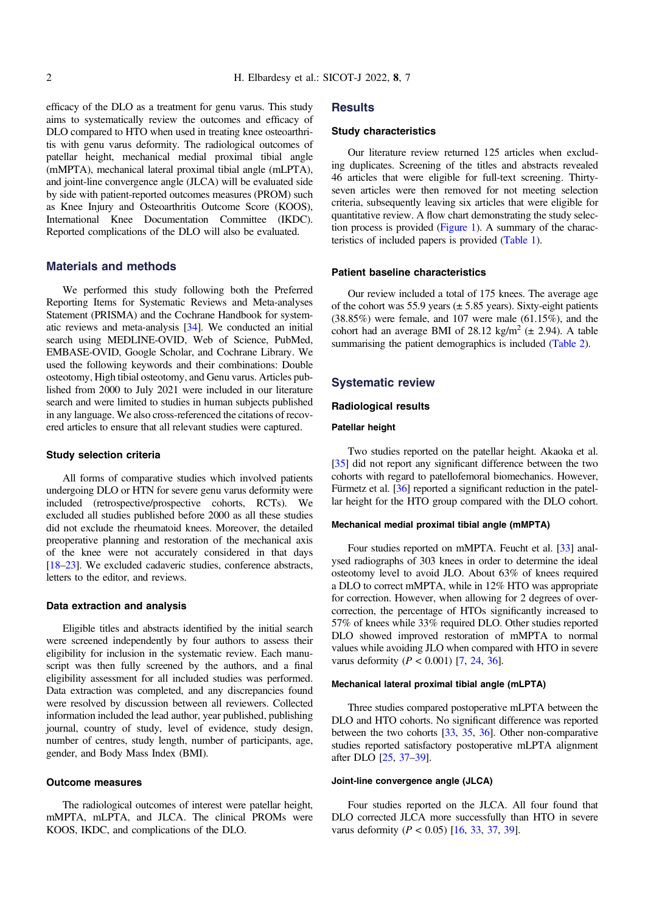efficacy of the DLO as a treatment for genu varus. This study aims to systematically review the outcomes and efficacy of DLO compared to HTO when used in treating knee osteoarthritis with genu varus deformity. The radiological outcomes of patellar height, mechanical medial proximal tibial angle (mMPTA), mechanical lateral proximal tibial angle (mLPTA), and joint-line convergence angle (JLCA) will be evaluated side by side with patient-reported outcomes measures (PROM) such as Knee Injury and Osteoarthritis Outcome Score (KOOS), International Knee Documentation Committee (IKDC). Reported complications of the DLO will also be evaluated.

## Materials and methods

We performed this study following both the Preferred Reporting Items for Systematic Reviews and Meta-analyses Statement (PRISMA) and the Cochrane Handbook for systematic reviews and meta-analysis [34]. We conducted an initial search using MEDLINE-OVID, Web of Science, PubMed, EMBASE-OVID, Google Scholar, and Cochrane Library. We used the following keywords and their combinations: Double osteotomy, High tibial osteotomy, and Genu varus. Articles published from 2000 to July 2021 were included in our literature search and were limited to studies in human subjects published in any language. We also cross-referenced the citations of recovered articles to ensure that all relevant studies were captured.

### Study selection criteria

All forms of comparative studies which involved patients undergoing DLO or HTN for severe genu varus deformity were included (retrospective/prospective cohorts, RCTs). We excluded all studies published before 2000 as all these studies did not exclude the rheumatoid knees. Moreover, the detailed preoperative planning and restoration of the mechanical axis of the knee were not accurately considered in that days [18–23]. We excluded cadaveric studies, conference abstracts, letters to the editor, and reviews.

### Data extraction and analysis

Eligible titles and abstracts identified by the initial search were screened independently by four authors to assess their eligibility for inclusion in the systematic review. Each manuscript was then fully screened by the authors, and a final eligibility assessment for all included studies was performed. Data extraction was completed, and any discrepancies found were resolved by discussion between all reviewers. Collected information included the lead author, year published, publishing journal, country of study, level of evidence, study design, number of centres, study length, number of participants, age, gender, and Body Mass Index (BMI).

### Outcome measures

The radiological outcomes of interest were patellar height, mMPTA, mLPTA, and JLCA. The clinical PROMs were KOOS, IKDC, and complications of the DLO.

## Results

### Study characteristics

Our literature review returned 125 articles when excluding duplicates. Screening of the titles and abstracts revealed 46 articles that were eligible for full-text screening. Thirty-seven articles were then removed for not meeting selection criteria, subsequently leaving six articles that were eligible for quantitative review. A flow chart demonstrating the study selection process is provided (Figure 1). A summary of the characteristics of included papers is provided (Table 1).

### Patient baseline characteristics

Our review included a total of 175 knees. The average age of the cohort was 55.9 years (± 5.85 years). Sixty-eight patients (38.85%) were female, and 107 were male (61.15%), and the cohort had an average BMI of 28.12 kg/m$^2$ (± 2.94). A table summarising the patient demographics is included (Table 2).

## Systematic review

### Radiological results

#### Patellar height

Two studies reported on the patellar height. Akaoka et al. [35] did not report any significant difference between the two cohorts with regard to patellofemoral biomechanics. However, Fürmetz et al. [36] reported a significant reduction in the patellar height for the HTO group compared with the DLO cohort.

#### Mechanical medial proximal tibial angle (mMPTA)

Four studies reported on mMPTA. Feucht et al. [33] analysed radiographs of 303 knees in order to determine the ideal osteotomy level to avoid JLO. About 63% of knees required a DLO to correct mMPTA, while in 12% HTO was appropriate for correction. However, when allowing for 2 degrees of overcorrection, the percentage of HTOs significantly increased to 57% of knees while 33% required DLO. Other studies reported DLO showed improved restoration of mMPTA to normal values while avoiding JLO when compared with HTO in severe varus deformity ($P < 0.001$) [7, 24, 36].

#### Mechanical lateral proximal tibial angle (mLPTA)

Three studies compared postoperative mLPTA between the DLO and HTO cohorts. No significant difference was reported between the two cohorts [33, 35, 36]. Other non-comparative studies reported satisfactory postoperative mLPTA alignment after DLO [25, 37–39].

#### Joint-line convergence angle (JLCA)

Four studies reported on the JLCA. All four found that DLO corrected JLCA more successfully than HTO in severe varus deformity ($P < 0.05$) [16, 33, 37, 39].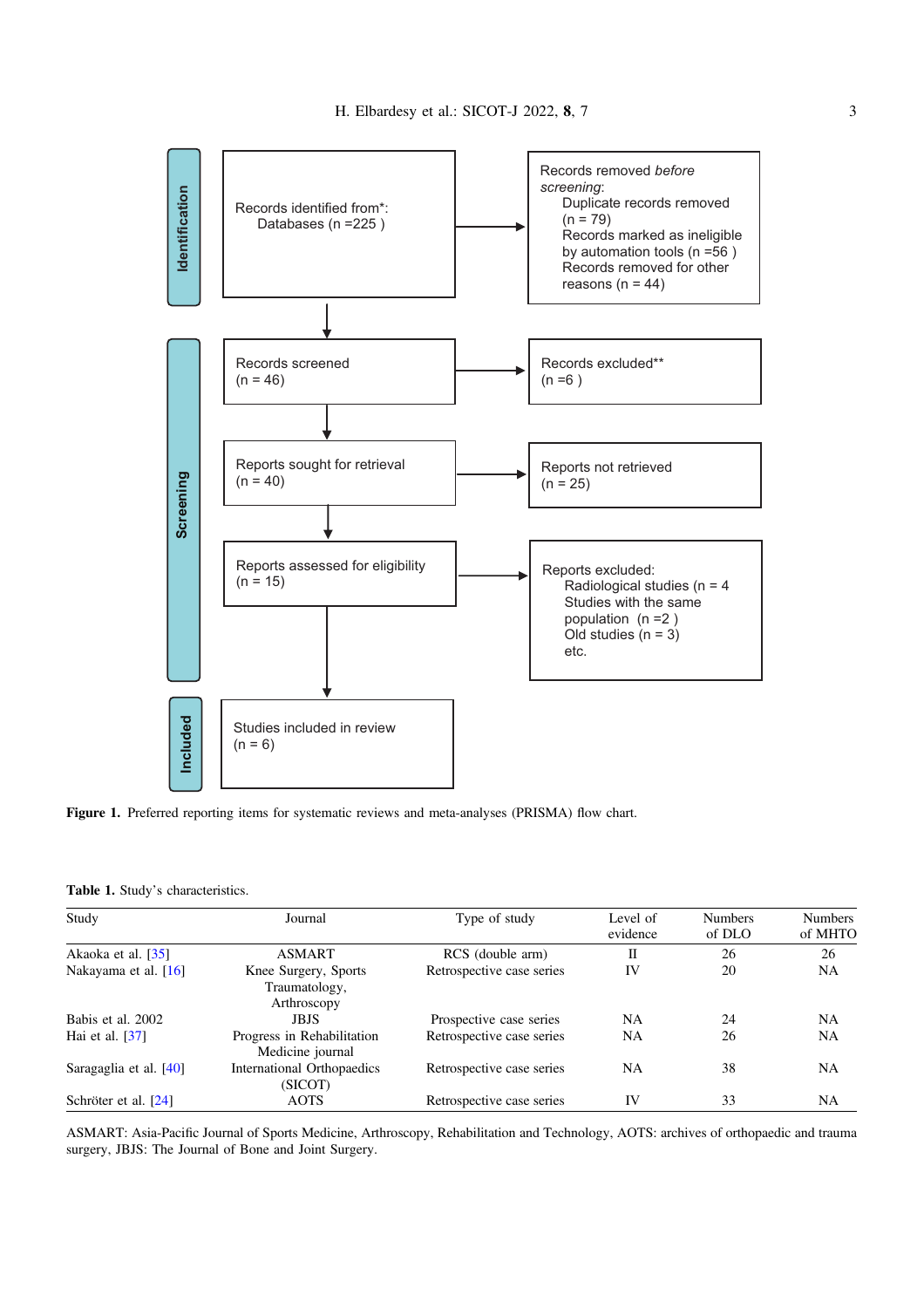**Identification**

Records identified from*:
Databases (n =225 )

Records removed *before screening*:
Duplicate records removed (n = 79)
Records marked as ineligible by automation tools (n =56 )
Records removed for other reasons (n = 44)

**Screening**

Records screened
(n = 46)

Records excluded**
(n =6 )

Reports sought for retrieval
(n = 40)

Reports not retrieved
(n = 25)

Reports assessed for eligibility
(n = 15)

Reports excluded:
Radiological studies (n = 4
Studies with the same population (n =2 )
Old studies (n = 3)
etc.

**Included**

Studies included in review
(n = 6)

**Figure 1.** Preferred reporting items for systematic reviews and meta-analyses (PRISMA) flow chart.

**Table 1.** Study's characteristics.

| Study | Journal | Type of study | Level of evidence | Numbers of DLO | Numbers of MHTO |
|---|---|---|---|---|---|
| Akaoka et al. [35] | ASMART | RCS (double arm) | II | 26 | 26 |
| Nakayama et al. [16] | Knee Surgery, Sports Traumatology, Arthroscopy | Retrospective case series | IV | 20 | NA |
| Babis et al. 2002 | JBJS | Prospective case series | NA | 24 | NA |
| Hai et al. [37] | Progress in Rehabilitation Medicine journal | Retrospective case series | NA | 26 | NA |
| Saragaglia et al. [40] | International Orthopaedics (SICOT) | Retrospective case series | NA | 38 | NA |
| Schröter et al. [24] | AOTS | Retrospective case series | IV | 33 | NA |

ASMART: Asia-Pacific Journal of Sports Medicine, Arthroscopy, Rehabilitation and Technology, AOTS: archives of orthopaedic and trauma surgery, JBJS: The Journal of Bone and Joint Surgery.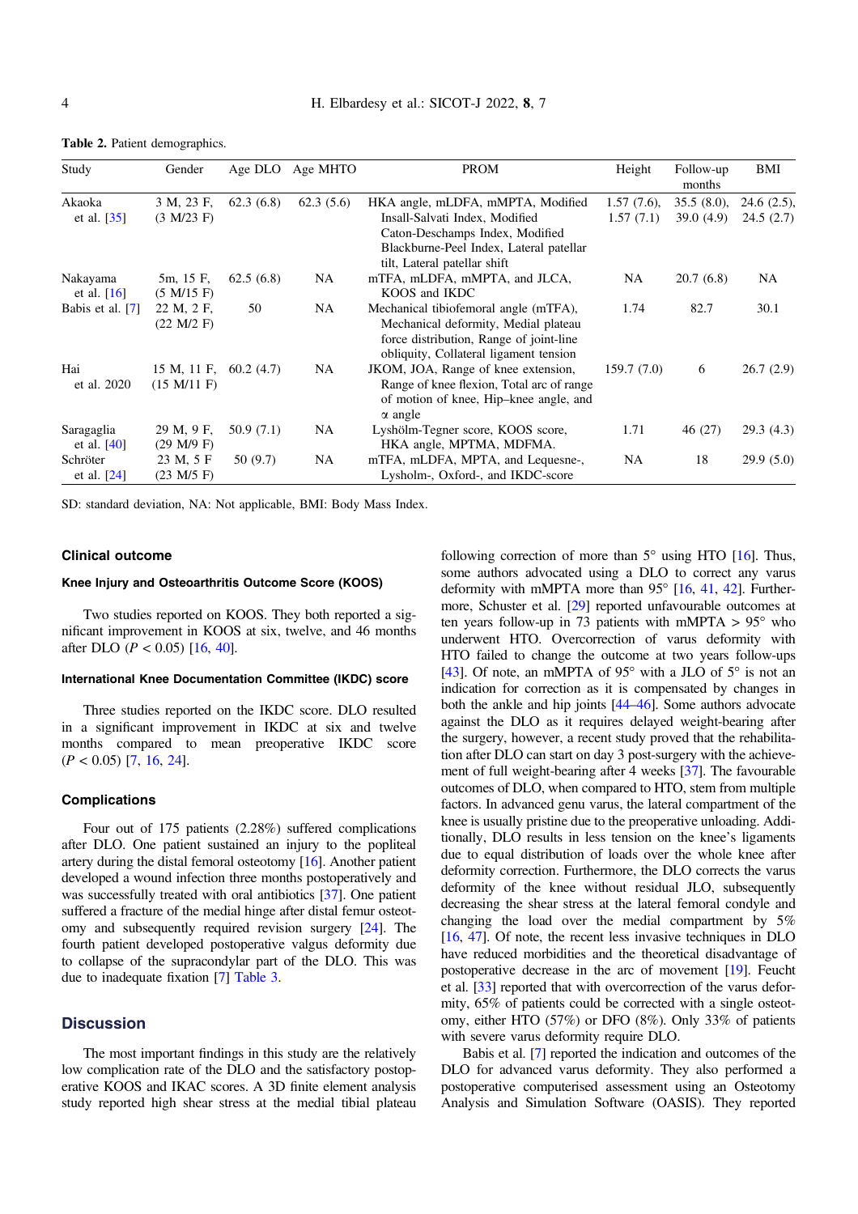**Table 2.** Patient demographics.

| Study | Gender | Age DLO | Age MHTO | PROM | Height | Follow-up months | BMI |
|---|---|---|---|---|---|---|---|
| Akaoka et al. [35] | 3 M, 23 F, (3 M/23 F) | 62.3 (6.8) | 62.3 (5.6) | HKA angle, mLDFA, mMPTA, Modified Insall-Salvati Index, Modified Caton-Deschamps Index, Modified Blackburne-Peel Index, Lateral patellar tilt, Lateral patellar shift | 1.57 (7.6), 1.57 (7.1) | 35.5 (8.0), 39.0 (4.9) | 24.6 (2.5), 24.5 (2.7) |
| Nakayama et al. [16] | 5m, 15 F, (5 M/15 F) | 62.5 (6.8) | NA | mTFA, mLDFA, mMPTA, and JLCA, KOOS and IKDC | NA | 20.7 (6.8) | NA |
| Babis et al. [7] | 22 M, 2 F, (22 M/2 F) | 50 | NA | Mechanical tibiofemoral angle (mTFA), Mechanical deformity, Medial plateau force distribution, Range of joint-line obliquity, Collateral ligament tension | 1.74 | 82.7 | 30.1 |
| Hai et al. 2020 | 15 M, 11 F, (15 M/11 F) | 60.2 (4.7) | NA | JKOM, JOA, Range of knee extension, Range of knee flexion, Total arc of range of motion of knee, Hip–knee angle, and ∝ angle | 159.7 (7.0) | 6 | 26.7 (2.9) |
| Saragaglia et al. [40] | 29 M, 9 F, (29 M/9 F) | 50.9 (7.1) | NA | Lyshölm-Tegner score, KOOS score, HKA angle, MPTMA, MDFMA. | 1.71 | 46 (27) | 29.3 (4.3) |
| Schröter et al. [24] | 23 M, 5 F (23 M/5 F) | 50 (9.7) | NA | mTFA, mLDFA, MPTA, and Lequesne-, Lysholm-, Oxford-, and IKDC-score | NA | 18 | 29.9 (5.0) |

SD: standard deviation, NA: Not applicable, BMI: Body Mass Index.

## Clinical outcome

### Knee Injury and Osteoarthritis Outcome Score (KOOS)

Two studies reported on KOOS. They both reported a significant improvement in KOOS at six, twelve, and 46 months after DLO ($P < 0.05$) [16, 40].

### International Knee Documentation Committee (IKDC) score

Three studies reported on the IKDC score. DLO resulted in a significant improvement in IKDC at six and twelve months compared to mean preoperative IKDC score ($P < 0.05$) [7, 16, 24].

## Complications

Four out of 175 patients (2.28%) suffered complications after DLO. One patient sustained an injury to the popliteal artery during the distal femoral osteotomy [16]. Another patient developed a wound infection three months postoperatively and was successfully treated with oral antibiotics [37]. One patient suffered a fracture of the medial hinge after distal femur osteotomy and subsequently required revision surgery [24]. The fourth patient developed postoperative valgus deformity due to collapse of the supracondylar part of the DLO. This was due to inadequate fixation [7] Table 3.

## Discussion

The most important findings in this study are the relatively low complication rate of the DLO and the satisfactory postoperative KOOS and IKAC scores. A 3D finite element analysis study reported high shear stress at the medial tibial plateau following correction of more than 5° using HTO [16]. Thus, some authors advocated using a DLO to correct any varus deformity with mMPTA more than 95° [16, 41, 42]. Furthermore, Schuster et al. [29] reported unfavourable outcomes at ten years follow-up in 73 patients with mMPTA > 95° who underwent HTO. Overcorrection of varus deformity with HTO failed to change the outcome at two years follow-ups [43]. Of note, an mMPTA of 95° with a JLO of 5° is not an indication for correction as it is compensated by changes in both the ankle and hip joints [44–46]. Some authors advocate against the DLO as it requires delayed weight-bearing after the surgery, however, a recent study proved that the rehabilitation after DLO can start on day 3 post-surgery with the achievement of full weight-bearing after 4 weeks [37]. The favourable outcomes of DLO, when compared to HTO, stem from multiple factors. In advanced genu varus, the lateral compartment of the knee is usually pristine due to the preoperative unloading. Additionally, DLO results in less tension on the knee's ligaments due to equal distribution of loads over the whole knee after deformity correction. Furthermore, the DLO corrects the varus deformity of the knee without residual JLO, subsequently decreasing the shear stress at the lateral femoral condyle and changing the load over the medial compartment by 5% [16, 47]. Of note, the recent less invasive techniques in DLO have reduced morbidities and the theoretical disadvantage of postoperative decrease in the arc of movement [19]. Feucht et al. [33] reported that with overcorrection of the varus deformity, 65% of patients could be corrected with a single osteotomy, either HTO (57%) or DFO (8%). Only 33% of patients with severe varus deformity require DLO.

Babis et al. [7] reported the indication and outcomes of the DLO for advanced varus deformity. They also performed a postoperative computerised assessment using an Osteotomy Analysis and Simulation Software (OASIS). They reported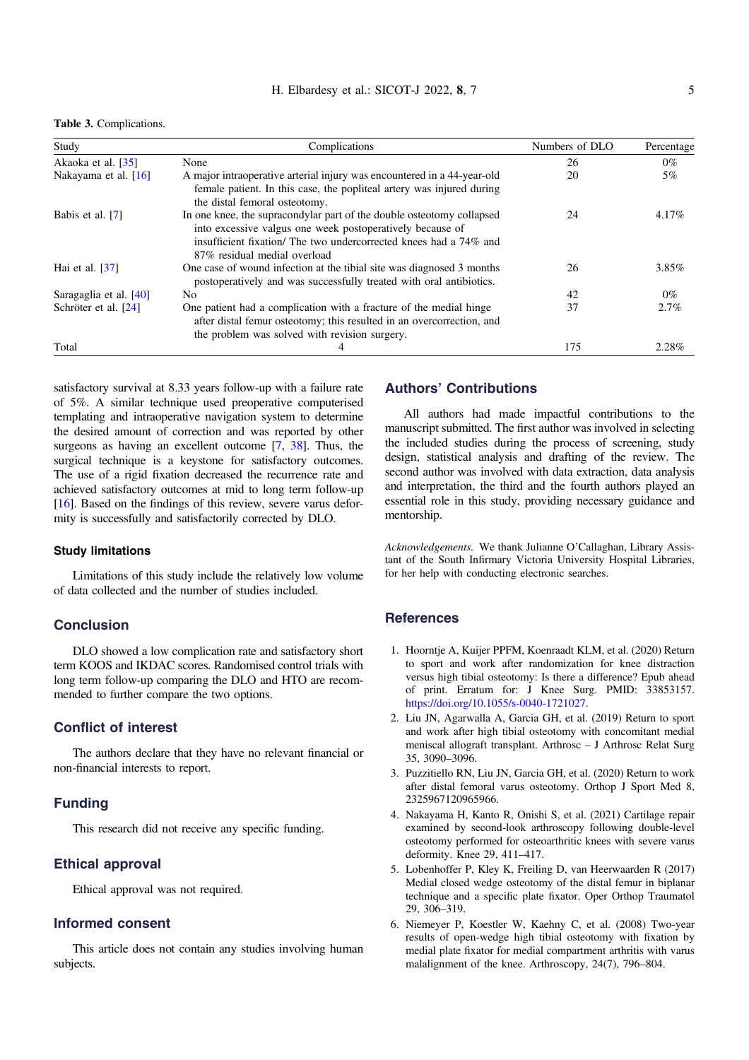**Table 3.** Complications.

| Study | Complications | Numbers of DLO | Percentage |
|---|---|---|---|
| Akaoka et al. [35] | None | 26 | 0% |
| Nakayama et al. [16] | A major intraoperative arterial injury was encountered in a 44-year-old female patient. In this case, the popliteal artery was injured during the distal femoral osteotomy. | 20 | 5% |
| Babis et al. [7] | In one knee, the supracondylar part of the double osteotomy collapsed into excessive valgus one week postoperatively because of insufficient fixation/ The two undercorrected knees had a 74% and 87% residual medial overload | 24 | 4.17% |
| Hai et al. [37] | One case of wound infection at the tibial site was diagnosed 3 months postoperatively and was successfully treated with oral antibiotics. | 26 | 3.85% |
| Saragaglia et al. [40] | No | 42 | 0% |
| Schröter et al. [24] | One patient had a complication with a fracture of the medial hinge after distal femur osteotomy; this resulted in an overcorrection, and the problem was solved with revision surgery. | 37 | 2.7% |
| Total | 4 | 175 | 2.28% |

satisfactory survival at 8.33 years follow-up with a failure rate of 5%. A similar technique used preoperative computerised templating and intraoperative navigation system to determine the desired amount of correction and was reported by other surgeons as having an excellent outcome [7, 38]. Thus, the surgical technique is a keystone for satisfactory outcomes. The use of a rigid fixation decreased the recurrence rate and achieved satisfactory outcomes at mid to long term follow-up [16]. Based on the findings of this review, severe varus deformity is successfully and satisfactorily corrected by DLO.

### Study limitations

Limitations of this study include the relatively low volume of data collected and the number of studies included.

## Conclusion

DLO showed a low complication rate and satisfactory short term KOOS and IKDAC scores. Randomised control trials with long term follow-up comparing the DLO and HTO are recommended to further compare the two options.

## Conflict of interest

The authors declare that they have no relevant financial or non-financial interests to report.

## Funding

This research did not receive any specific funding.

## Ethical approval

Ethical approval was not required.

## Informed consent

This article does not contain any studies involving human subjects.

## Authors' Contributions

All authors had made impactful contributions to the manuscript submitted. The first author was involved in selecting the included studies during the process of screening, study design, statistical analysis and drafting of the review. The second author was involved with data extraction, data analysis and interpretation, the third and the fourth authors played an essential role in this study, providing necessary guidance and mentorship.

*Acknowledgements.* We thank Julianne O'Callaghan, Library Assistant of the South Infirmary Victoria University Hospital Libraries, for her help with conducting electronic searches.

## References

1. Hoorntje A, Kuijer PPFM, Koenraadt KLM, et al. (2020) Return to sport and work after randomization for knee distraction versus high tibial osteotomy: Is there a difference? Epub ahead of print. Erratum for: J Knee Surg. PMID: 33853157. https://doi.org/10.1055/s-0040-1721027.
2. Liu JN, Agarwalla A, Garcia GH, et al. (2019) Return to sport and work after high tibial osteotomy with concomitant medial meniscal allograft transplant. Arthrosc – J Arthrosc Relat Surg 35, 3090–3096.
3. Puzzitiello RN, Liu JN, Garcia GH, et al. (2020) Return to work after distal femoral varus osteotomy. Orthop J Sport Med 8, 2325967120965966.
4. Nakayama H, Kanto R, Onishi S, et al. (2021) Cartilage repair examined by second-look arthroscopy following double-level osteotomy performed for osteoarthritic knees with severe varus deformity. Knee 29, 411–417.
5. Lobenhoffer P, Kley K, Freiling D, van Heerwaarden R (2017) Medial closed wedge osteotomy of the distal femur in biplanar technique and a specific plate fixator. Oper Orthop Traumatol 29, 306–319.
6. Niemeyer P, Koestler W, Kaehny C, et al. (2008) Two-year results of open-wedge high tibial osteotomy with fixation by medial plate fixator for medial compartment arthritis with varus malalignment of the knee. Arthroscopy, 24(7), 796–804.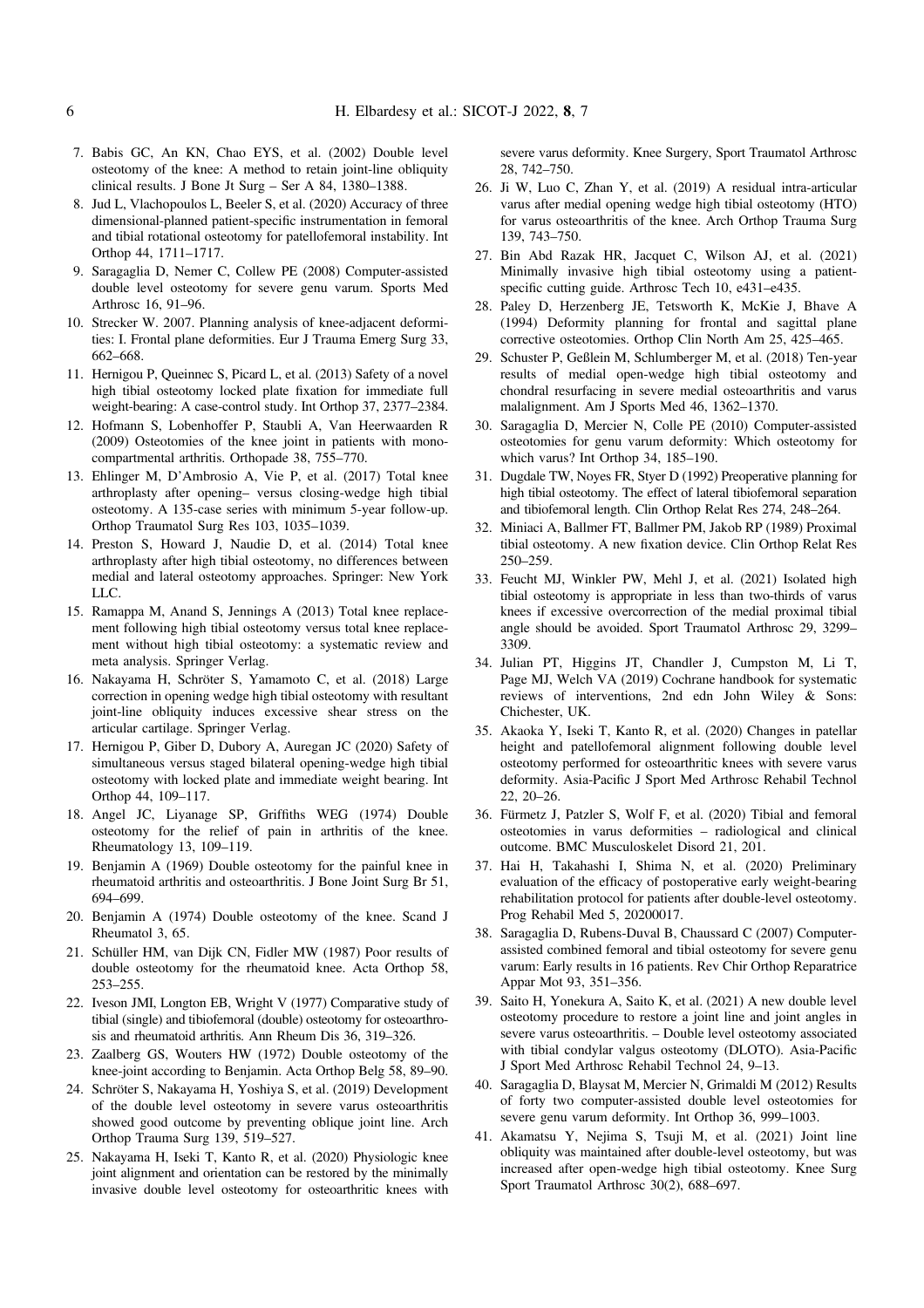7. Babis GC, An KN, Chao EYS, et al. (2002) Double level osteotomy of the knee: A method to retain joint-line obliquity clinical results. J Bone Jt Surg – Ser A 84, 1380–1388.
8. Jud L, Vlachopoulos L, Beeler S, et al. (2020) Accuracy of three dimensional-planned patient-specific instrumentation in femoral and tibial rotational osteotomy for patellofemoral instability. Int Orthop 44, 1711–1717.
9. Saragaglia D, Nemer C, Collew PE (2008) Computer-assisted double level osteotomy for severe genu varum. Sports Med Arthrosc 16, 91–96.
10. Strecker W. 2007. Planning analysis of knee-adjacent deformities: I. Frontal plane deformities. Eur J Trauma Emerg Surg 33, 662–668.
11. Hernigou P, Queinnec S, Picard L, et al. (2013) Safety of a novel high tibial osteotomy locked plate fixation for immediate full weight-bearing: A case-control study. Int Orthop 37, 2377–2384.
12. Hofmann S, Lobenhoffer P, Staubli A, Van Heerwaarden R (2009) Osteotomies of the knee joint in patients with monocompartmental arthritis. Orthopade 38, 755–770.
13. Ehlinger M, D'Ambrosio A, Vie P, et al. (2017) Total knee arthroplasty after opening– versus closing-wedge high tibial osteotomy. A 135-case series with minimum 5-year follow-up. Orthop Traumatol Surg Res 103, 1035–1039.
14. Preston S, Howard J, Naudie D, et al. (2014) Total knee arthroplasty after high tibial osteotomy, no differences between medial and lateral osteotomy approaches. Springer: New York LLC.
15. Ramappa M, Anand S, Jennings A (2013) Total knee replacement following high tibial osteotomy versus total knee replacement without high tibial osteotomy: a systematic review and meta analysis. Springer Verlag.
16. Nakayama H, Schröter S, Yamamoto C, et al. (2018) Large correction in opening wedge high tibial osteotomy with resultant joint-line obliquity induces excessive shear stress on the articular cartilage. Springer Verlag.
17. Hernigou P, Giber D, Dubory A, Auregan JC (2020) Safety of simultaneous versus staged bilateral opening-wedge high tibial osteotomy with locked plate and immediate weight bearing. Int Orthop 44, 109–117.
18. Angel JC, Liyanage SP, Griffiths WEG (1974) Double osteotomy for the relief of pain in arthritis of the knee. Rheumatology 13, 109–119.
19. Benjamin A (1969) Double osteotomy for the painful knee in rheumatoid arthritis and osteoarthritis. J Bone Joint Surg Br 51, 694–699.
20. Benjamin A (1974) Double osteotomy of the knee. Scand J Rheumatol 3, 65.
21. Schüller HM, van Dijk CN, Fidler MW (1987) Poor results of double osteotomy for the rheumatoid knee. Acta Orthop 58, 253–255.
22. Iveson JMI, Longton EB, Wright V (1977) Comparative study of tibial (single) and tibiofemoral (double) osteotomy for osteoarthrosis and rheumatoid arthritis. Ann Rheum Dis 36, 319–326.
23. Zaalberg GS, Wouters HW (1972) Double osteotomy of the knee-joint according to Benjamin. Acta Orthop Belg 58, 89–90.
24. Schröter S, Nakayama H, Yoshiya S, et al. (2019) Development of the double level osteotomy in severe varus osteoarthritis showed good outcome by preventing oblique joint line. Arch Orthop Trauma Surg 139, 519–527.
25. Nakayama H, Iseki T, Kanto R, et al. (2020) Physiologic knee joint alignment and orientation can be restored by the minimally invasive double level osteotomy for osteoarthritic knees with severe varus deformity. Knee Surgery, Sport Traumatol Arthrosc 28, 742–750.
26. Ji W, Luo C, Zhan Y, et al. (2019) A residual intra-articular varus after medial opening wedge high tibial osteotomy (HTO) for varus osteoarthritis of the knee. Arch Orthop Trauma Surg 139, 743–750.
27. Bin Abd Razak HR, Jacquet C, Wilson AJ, et al. (2021) Minimally invasive high tibial osteotomy using a patient-specific cutting guide. Arthrosc Tech 10, e431–e435.
28. Paley D, Herzenberg JE, Tetsworth K, McKie J, Bhave A (1994) Deformity planning for frontal and sagittal plane corrective osteotomies. Orthop Clin North Am 25, 425–465.
29. Schuster P, Geßlein M, Schlumberger M, et al. (2018) Ten-year results of medial open-wedge high tibial osteotomy and chondral resurfacing in severe medial osteoarthritis and varus malalignment. Am J Sports Med 46, 1362–1370.
30. Saragaglia D, Mercier N, Colle PE (2010) Computer-assisted osteotomies for genu varum deformity: Which osteotomy for which varus? Int Orthop 34, 185–190.
31. Dugdale TW, Noyes FR, Styer D (1992) Preoperative planning for high tibial osteotomy. The effect of lateral tibiofemoral separation and tibiofemoral length. Clin Orthop Relat Res 274, 248–264.
32. Miniaci A, Ballmer FT, Ballmer PM, Jakob RP (1989) Proximal tibial osteotomy. A new fixation device. Clin Orthop Relat Res 250–259.
33. Feucht MJ, Winkler PW, Mehl J, et al. (2021) Isolated high tibial osteotomy is appropriate in less than two-thirds of varus knees if excessive overcorrection of the medial proximal tibial angle should be avoided. Sport Traumatol Arthrosc 29, 3299–3309.
34. Julian PT, Higgins JT, Chandler J, Cumpston M, Li T, Page MJ, Welch VA (2019) Cochrane handbook for systematic reviews of interventions, 2nd edn John Wiley & Sons: Chichester, UK.
35. Akaoka Y, Iseki T, Kanto R, et al. (2020) Changes in patellar height and patellofemoral alignment following double level osteotomy performed for osteoarthritic knees with severe varus deformity. Asia-Pacific J Sport Med Arthrosc Rehabil Technol 22, 20–26.
36. Fürmetz J, Patzler S, Wolf F, et al. (2020) Tibial and femoral osteotomies in varus deformities – radiological and clinical outcome. BMC Musculoskelet Disord 21, 201.
37. Hai H, Takahashi I, Shima N, et al. (2020) Preliminary evaluation of the efficacy of postoperative early weight-bearing rehabilitation protocol for patients after double-level osteotomy. Prog Rehabil Med 5, 20200017.
38. Saragaglia D, Rubens-Duval B, Chaussard C (2007) Computer-assisted combined femoral and tibial osteotomy for severe genu varum: Early results in 16 patients. Rev Chir Orthop Reparatrice Appar Mot 93, 351–356.
39. Saito H, Yonekura A, Saito K, et al. (2021) A new double level osteotomy procedure to restore a joint line and joint angles in severe varus osteoarthritis. – Double level osteotomy associated with tibial condylar valgus osteotomy (DLOTO). Asia-Pacific J Sport Med Arthrosc Rehabil Technol 24, 9–13.
40. Saragaglia D, Blaysat M, Mercier N, Grimaldi M (2012) Results of forty two computer-assisted double level osteotomies for severe genu varum deformity. Int Orthop 36, 999–1003.
41. Akamatsu Y, Nejima S, Tsuji M, et al. (2021) Joint line obliquity was maintained after double-level osteotomy, but was increased after open-wedge high tibial osteotomy. Knee Surg Sport Traumatol Arthrosc 30(2), 688–697.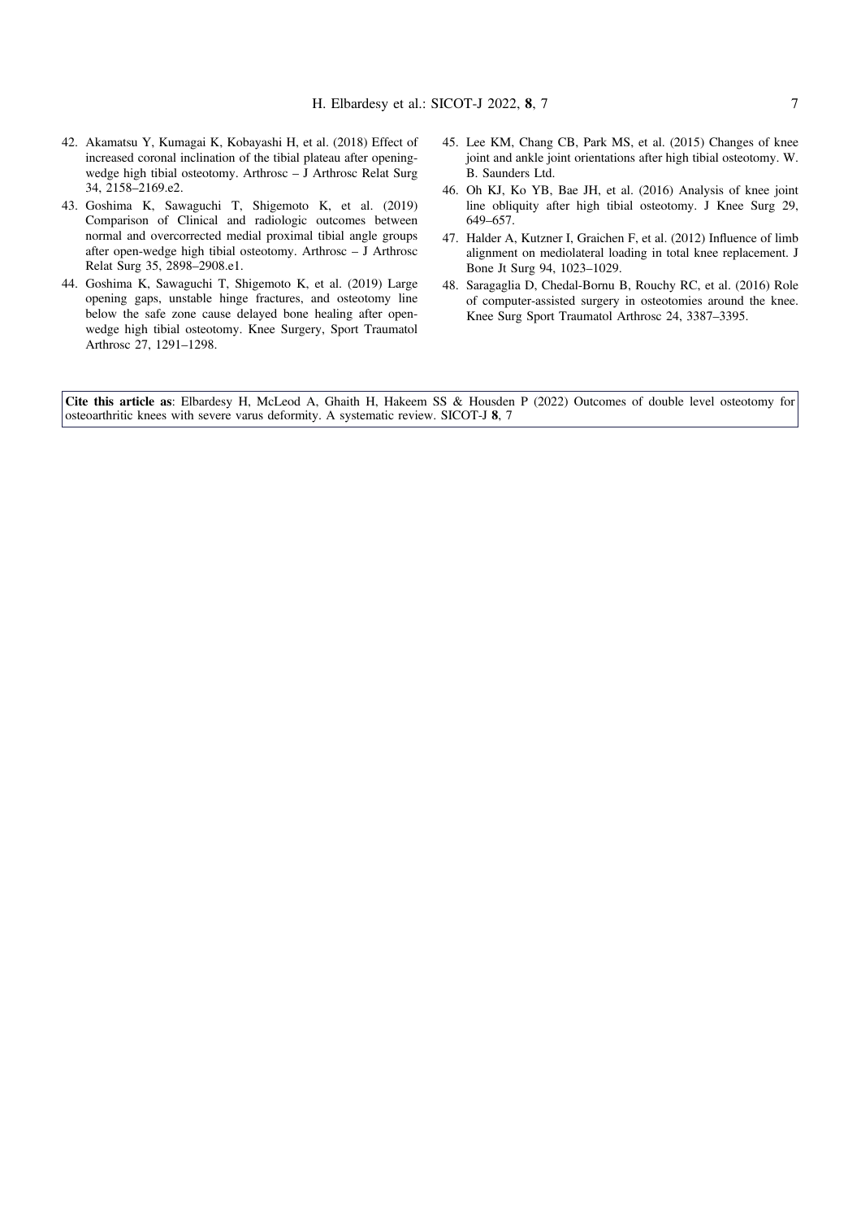42. Akamatsu Y, Kumagai K, Kobayashi H, et al. (2018) Effect of increased coronal inclination of the tibial plateau after opening-wedge high tibial osteotomy. Arthrosc – J Arthrosc Relat Surg 34, 2158–2169.e2.
43. Goshima K, Sawaguchi T, Shigemoto K, et al. (2019) Comparison of Clinical and radiologic outcomes between normal and overcorrected medial proximal tibial angle groups after open-wedge high tibial osteotomy. Arthrosc – J Arthrosc Relat Surg 35, 2898–2908.e1.
44. Goshima K, Sawaguchi T, Shigemoto K, et al. (2019) Large opening gaps, unstable hinge fractures, and osteotomy line below the safe zone cause delayed bone healing after open-wedge high tibial osteotomy. Knee Surgery, Sport Traumatol Arthrosc 27, 1291–1298.
45. Lee KM, Chang CB, Park MS, et al. (2015) Changes of knee joint and ankle joint orientations after high tibial osteotomy. W. B. Saunders Ltd.
46. Oh KJ, Ko YB, Bae JH, et al. (2016) Analysis of knee joint line obliquity after high tibial osteotomy. J Knee Surg 29, 649–657.
47. Halder A, Kutzner I, Graichen F, et al. (2012) Influence of limb alignment on mediolateral loading in total knee replacement. J Bone Jt Surg 94, 1023–1029.
48. Saragaglia D, Chedal-Bornu B, Rouchy RC, et al. (2016) Role of computer-assisted surgery in osteotomies around the knee. Knee Surg Sport Traumatol Arthrosc 24, 3387–3395.

**Cite this article as**: Elbardesy H, McLeod A, Ghaith H, Hakeem SS & Housden P (2022) Outcomes of double level osteotomy for osteoarthritic knees with severe varus deformity. A systematic review. SICOT-J **8**, 7